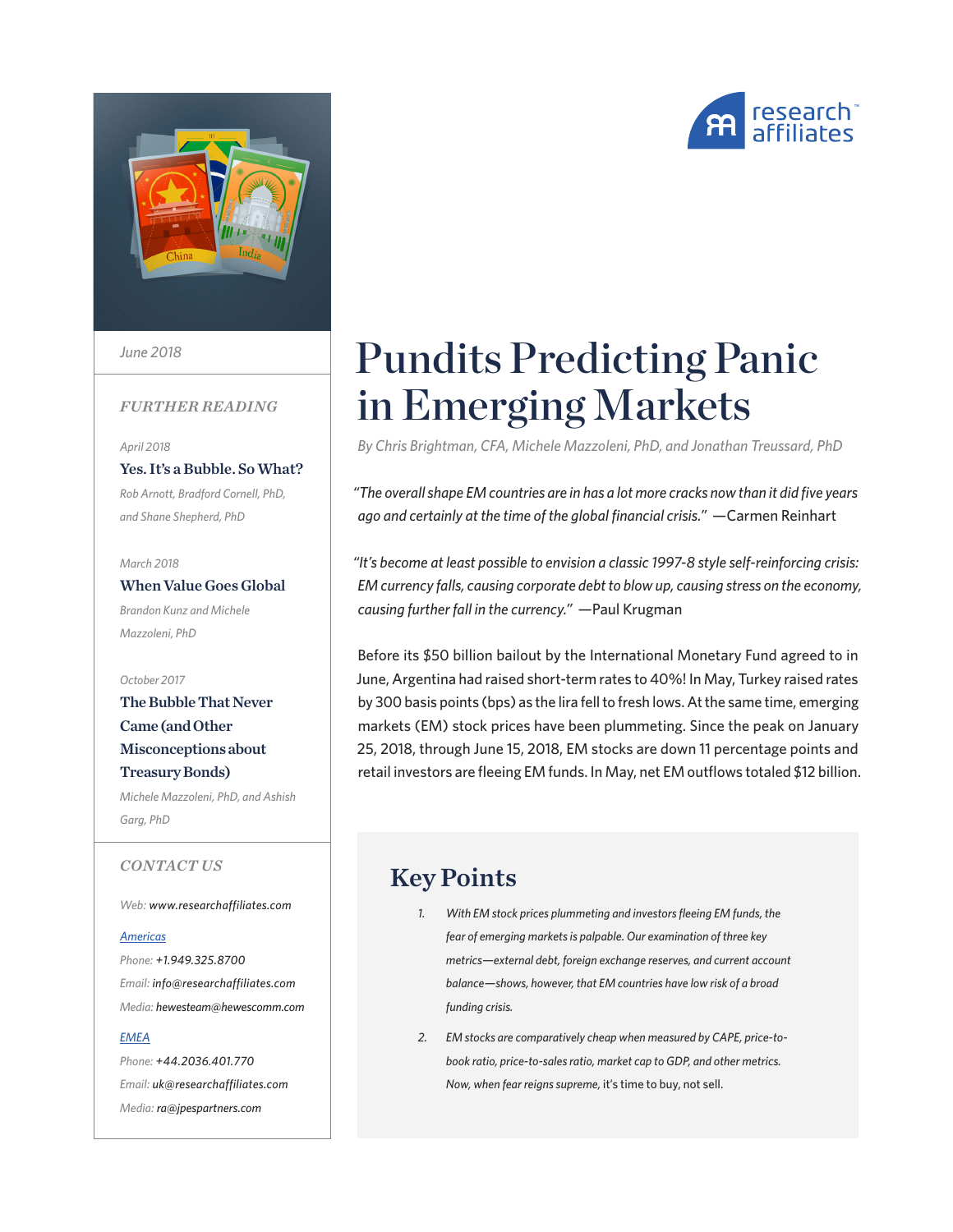# Pundits Predicting Panic in Emerging Markets

*By Chris Brightman, CFA, Michele Mazzoleni, PhD, and Jonathan Treussard, PhD*

*"The overall shape EM countries are in has a lot more cracks now than it did five years ago and certainly at the time of the global financial crisis."* —Carmen Reinhart

*"It's become at least possible to envision a classic 1997-8 style self-reinforcing crisis: EM currency falls, causing corporate debt to blow up, causing stress on the economy, causing further fall in the currency."* —Paul Krugman

Before its $50 billion bailout by the International Monetary Fund agreed to in June, Argentina had raised short-term rates to 40%! In May, Turkey raised rates by 300 basis points (bps) as the lira fell to fresh lows. At the same time, emerging markets (EM) stock prices have been plummeting. Since the peak on January 25, 2018, through June 15, 2018, EM stocks are down 11 percentage points and retail investors are fleeing EM funds. In May, net EM outflows totaled $12 billion.

## Key Points

1. *With EM stock prices plummeting and investors fleeing EM funds, the fear of emerging markets is palpable. Our examination of three key metrics—external debt, foreign exchange reserves, and current account balance—shows, however, that EM countries have low risk of a broad funding crisis.*
2. *EM stocks are comparatively cheap when measured by CAPE, price-to-book ratio, price-to-sales ratio, market cap to GDP, and other metrics. Now, when fear reigns supreme,* it's time to buy, not sell.

June 2018

*FURTHER READING*

April 2018
**Yes. It's a Bubble. So What?**
*Rob Arnott, Bradford Cornell, PhD, and Shane Shepherd, PhD*

March 2018
**When Value Goes Global**
*Brandon Kunz and Michele Mazzoleni, PhD*

October 2017
**The Bubble That Never Came (and Other Misconceptions about Treasury Bonds)**
*Michele Mazzoleni, PhD, and Ashish Garg, PhD*

*CONTACT US*

Web: www.researchaffiliates.com

Americas
Phone: +1.949.325.8700
Email: info@researchaffiliates.com
Media: hewesteam@hewescomm.com

EMEA
Phone: +44.2036.401.770
Email: uk@researchaffiliates.com
Media: ra@jpespartners.com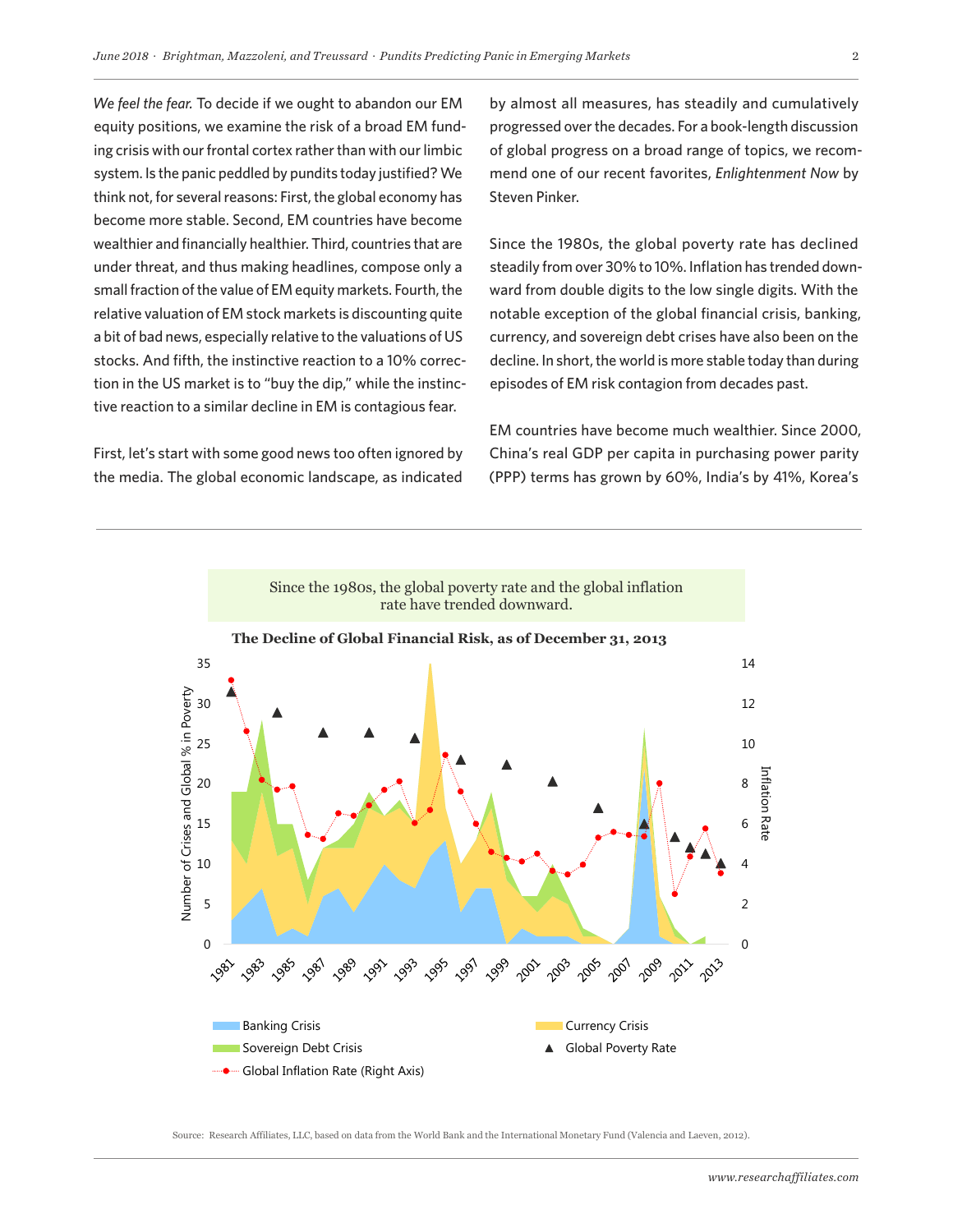*We feel the fear.* To decide if we ought to abandon our EM equity positions, we examine the risk of a broad EM funding crisis with our frontal cortex rather than with our limbic system. Is the panic peddled by pundits today justified? We think not, for several reasons: First, the global economy has become more stable. Second, EM countries have become wealthier and financially healthier. Third, countries that are under threat, and thus making headlines, compose only a small fraction of the value of EM equity markets. Fourth, the relative valuation of EM stock markets is discounting quite a bit of bad news, especially relative to the valuations of US stocks. And fifth, the instinctive reaction to a 10% correction in the US market is to "buy the dip," while the instinctive reaction to a similar decline in EM is contagious fear.

First, let's start with some good news too often ignored by the media. The global economic landscape, as indicated by almost all measures, has steadily and cumulatively progressed over the decades. For a book-length discussion of global progress on a broad range of topics, we recommend one of our recent favorites, *Enlightenment Now* by Steven Pinker.

Since the 1980s, the global poverty rate has declined steadily from over 30% to 10%. Inflation has trended downward from double digits to the low single digits. With the notable exception of the global financial crisis, banking, currency, and sovereign debt crises have also been on the decline. In short, the world is more stable today than during episodes of EM risk contagion from decades past.

EM countries have become much wealthier. Since 2000, China's real GDP per capita in purchasing power parity (PPP) terms has grown by 60%, India's by 41%, Korea's

Since the 1980s, the global poverty rate and the global inflation rate have trended downward.

**The Decline of Global Financial Risk, as of December 31, 2013**

Source: Research Affiliates, LLC, based on data from the World Bank and the International Monetary Fund (Valencia and Laeven, 2012).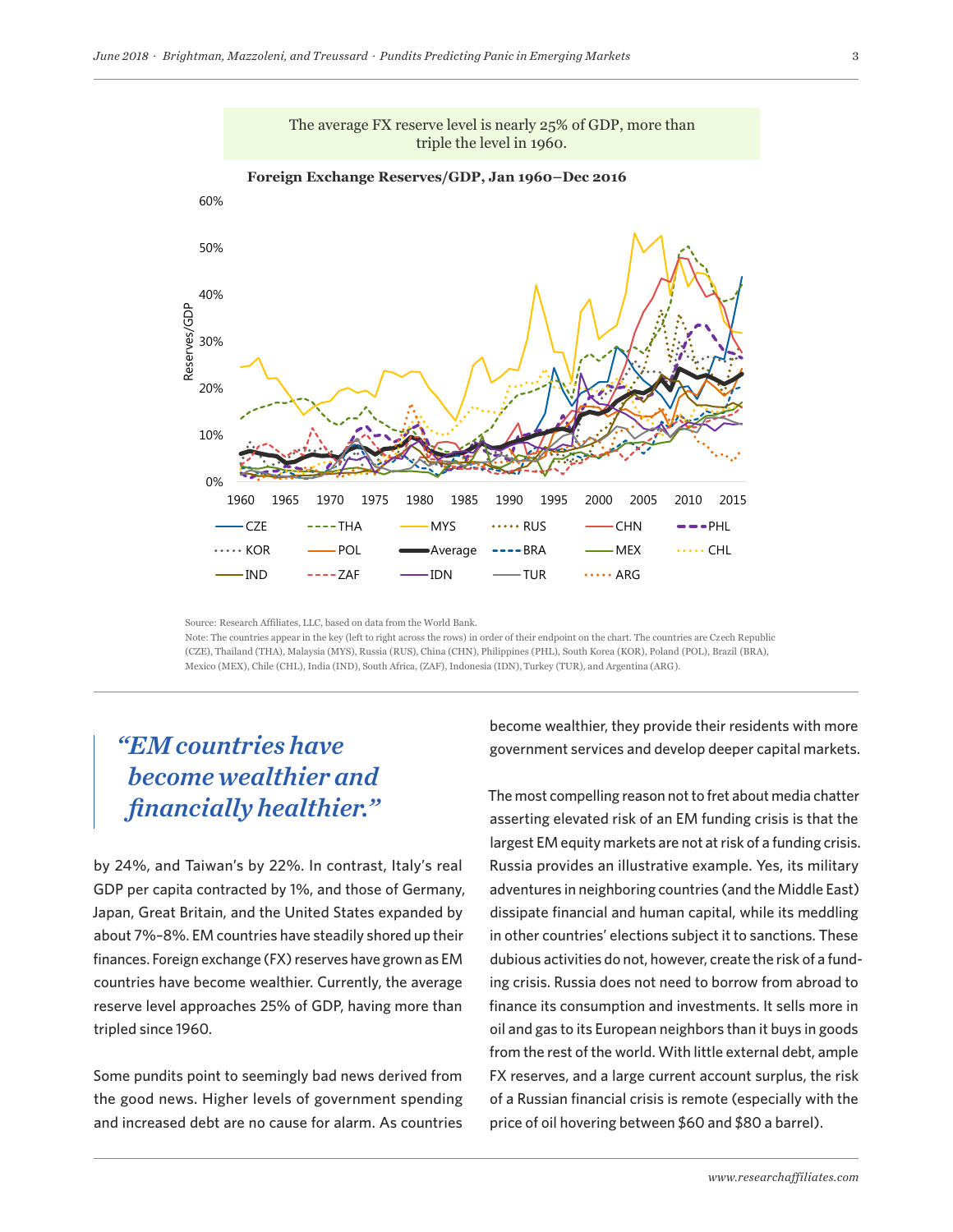The average FX reserve level is nearly 25% of GDP, more than triple the level in 1960.

**Foreign Exchange Reserves/GDP, Jan 1960–Dec 2016**

Source: Research Affiliates, LLC, based on data from the World Bank.

Note: The countries appear in the key (left to right across the rows) in order of their endpoint on the chart. The countries are Czech Republic (CZE), Thailand (THA), Malaysia (MYS), Russia (RUS), China (CHN), Philippines (PHL), South Korea (KOR), Poland (POL), Brazil (BRA), Mexico (MEX), Chile (CHL), India (IND), South Africa, (ZAF), Indonesia (IDN), Turkey (TUR), and Argentina (ARG).

> *"EM countries have become wealthier and financially healthier."*

by 24%, and Taiwan's by 22%. In contrast, Italy's real GDP per capita contracted by 1%, and those of Germany, Japan, Great Britain, and the United States expanded by about 7%–8%. EM countries have steadily shored up their finances. Foreign exchange (FX) reserves have grown as EM countries have become wealthier. Currently, the average reserve level approaches 25% of GDP, having more than tripled since 1960.

Some pundits point to seemingly bad news derived from the good news. Higher levels of government spending and increased debt are no cause for alarm. As countries become wealthier, they provide their residents with more government services and develop deeper capital markets.

The most compelling reason not to fret about media chatter asserting elevated risk of an EM funding crisis is that the largest EM equity markets are not at risk of a funding crisis. Russia provides an illustrative example. Yes, its military adventures in neighboring countries (and the Middle East) dissipate financial and human capital, while its meddling in other countries' elections subject it to sanctions. These dubious activities do not, however, create the risk of a funding crisis. Russia does not need to borrow from abroad to finance its consumption and investments. It sells more in oil and gas to its European neighbors than it buys in goods from the rest of the world. With little external debt, ample FX reserves, and a large current account surplus, the risk of a Russian financial crisis is remote (especially with the price of oil hovering between \$60 and \$80 a barrel).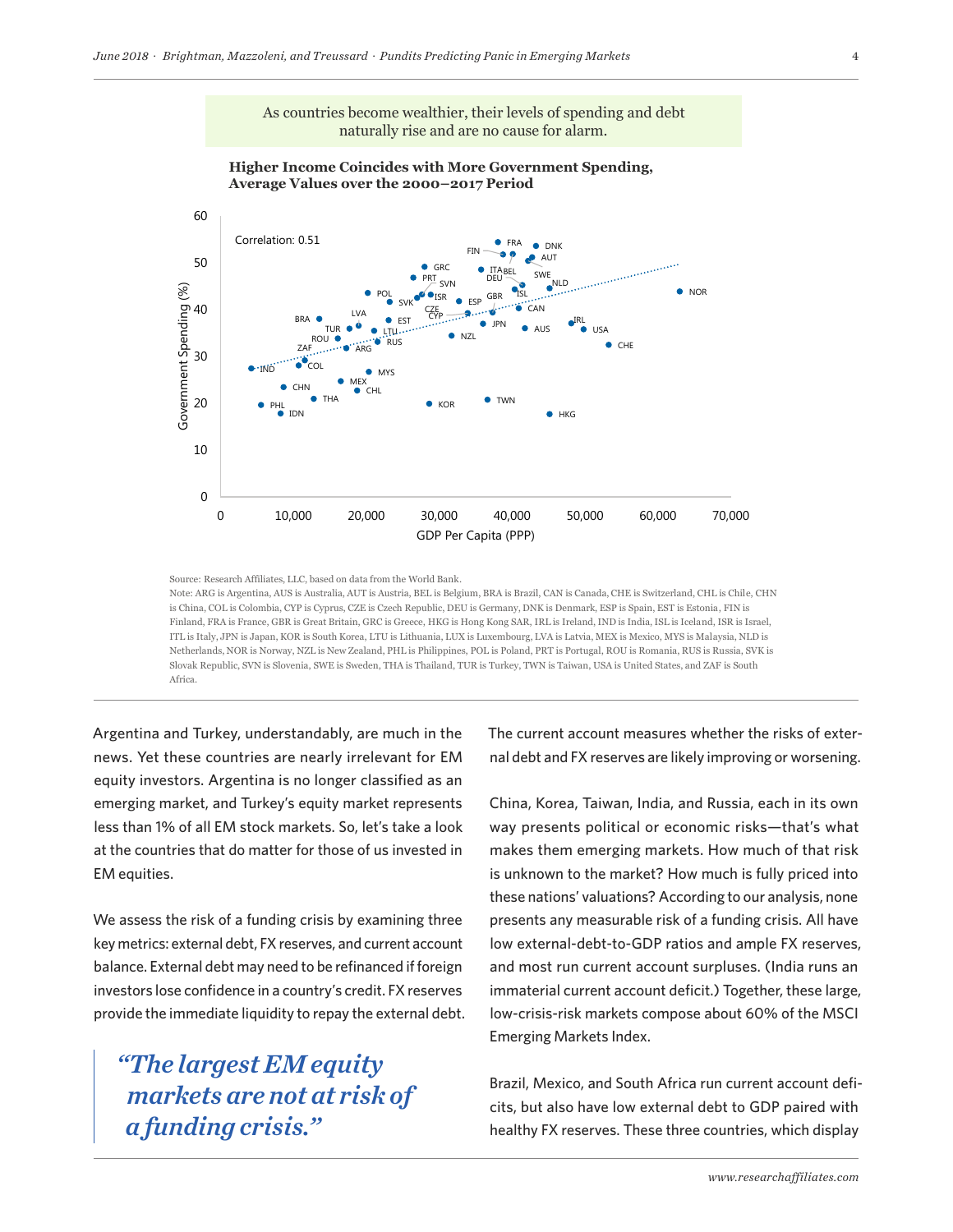As countries become wealthier, their levels of spending and debt naturally rise and are no cause for alarm.

**Higher Income Coincides with More Government Spending, Average Values over the 2000–2017 Period**

Correlation: 0.51

Source: Research Affiliates, LLC, based on data from the World Bank.
Note: ARG is Argentina, AUS is Australia, AUT is Austria, BEL is Belgium, BRA is Brazil, CAN is Canada, CHE is Switzerland, CHL is Chile, CHN is China, COL is Colombia, CYP is Cyprus, CZE is Czech Republic, DEU is Germany, DNK is Denmark, ESP is Spain, EST is Estonia, FIN is Finland, FRA is France, GBR is Great Britain, GRC is Greece, HKG is Hong Kong SAR, IRL is Ireland, IND is India, ISL is Iceland, ISR is Israel, ITL is Italy, JPN is Japan, KOR is South Korea, LTU is Lithuania, LUX is Luxembourg, LVA is Latvia, MEX is Mexico, MYS is Malaysia, NLD is Netherlands, NOR is Norway, NZL is New Zealand, PHL is Philippines, POL is Poland, PRT is Portugal, ROU is Romania, RUS is Russia, SVK is Slovak Republic, SVN is Slovenia, SWE is Sweden, THA is Thailand, TUR is Turkey, TWN is Taiwan, USA is United States, and ZAF is South Africa.

Argentina and Turkey, understandably, are much in the news. Yet these countries are nearly irrelevant for EM equity investors. Argentina is no longer classified as an emerging market, and Turkey's equity market represents less than 1% of all EM stock markets. So, let's take a look at the countries that do matter for those of us invested in EM equities.

We assess the risk of a funding crisis by examining three key metrics: external debt, FX reserves, and current account balance. External debt may need to be refinanced if foreign investors lose confidence in a country's credit. FX reserves provide the immediate liquidity to repay the external debt.

> *"The largest EM equity markets are not at risk of a funding crisis."*

The current account measures whether the risks of external debt and FX reserves are likely improving or worsening.

China, Korea, Taiwan, India, and Russia, each in its own way presents political or economic risks—that's what makes them emerging markets. How much of that risk is unknown to the market? How much is fully priced into these nations' valuations? According to our analysis, none presents any measurable risk of a funding crisis. All have low external-debt-to-GDP ratios and ample FX reserves, and most run current account surpluses. (India runs an immaterial current account deficit.) Together, these large, low-crisis-risk markets compose about 60% of the MSCI Emerging Markets Index.

Brazil, Mexico, and South Africa run current account deficits, but also have low external debt to GDP paired with healthy FX reserves. These three countries, which display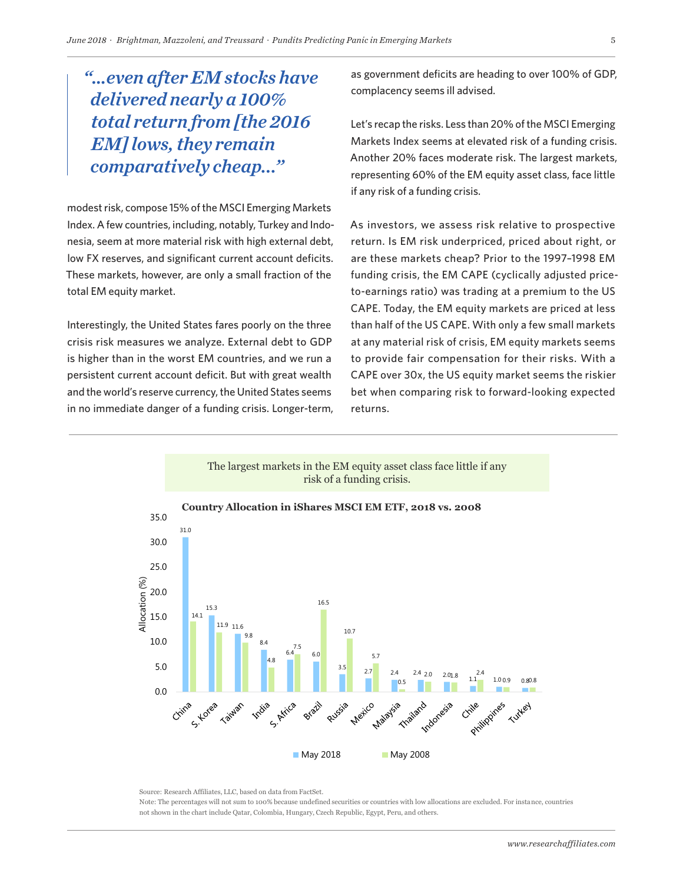> *"...even after EM stocks have delivered nearly a 100% total return from [the 2016 EM] lows, they remain comparatively cheap..."*

modest risk, compose 15% of the MSCI Emerging Markets Index. A few countries, including, notably, Turkey and Indonesia, seem at more material risk with high external debt, low FX reserves, and significant current account deficits. These markets, however, are only a small fraction of the total EM equity market.

Interestingly, the United States fares poorly on the three crisis risk measures we analyze. External debt to GDP is higher than in the worst EM countries, and we run a persistent current account deficit. But with great wealth and the world's reserve currency, the United States seems in no immediate danger of a funding crisis. Longer-term, as government deficits are heading to over 100% of GDP, complacency seems ill advised.

Let's recap the risks. Less than 20% of the MSCI Emerging Markets Index seems at elevated risk of a funding crisis. Another 20% faces moderate risk. The largest markets, representing 60% of the EM equity asset class, face little if any risk of a funding crisis.

As investors, we assess risk relative to prospective return. Is EM risk underpriced, priced about right, or are these markets cheap? Prior to the 1997–1998 EM funding crisis, the EM CAPE (cyclically adjusted price-to-earnings ratio) was trading at a premium to the US CAPE. Today, the EM equity markets are priced at less than half of the US CAPE. With only a few small markets at any material risk of crisis, EM equity markets seems to provide fair compensation for their risks. With a CAPE over 30x, the US equity market seems the riskier bet when comparing risk to forward-looking expected returns.

The largest markets in the EM equity asset class face little if any risk of a funding crisis.

**Country Allocation in iShares MSCI EM ETF, 2018 vs. 2008**

| Country | May 2018 Allocation (%) | May 2008 Allocation (%) |
|---|---|---|
| China | 31.0 | 14.1 |
| S. Korea | 15.3 | 11.9 |
| Taiwan | 11.6 | 9.8 |
| India | 8.4 | 4.8 |
| S. Africa | 6.4 | 7.5 |
| Brazil | 6.0 | 16.5 |
| Russia | 3.5 | 10.7 |
| Mexico | 2.7 | 5.7 |
| Malaysia | 2.4 | 0.5 |
| Thailand | 2.4 | 2.0 |
| Indonesia | 2.0 | 1.8 |
| Chile | 1.1 | 2.4 |
| Philippines | 1.0 | 0.9 |
| Turkey | 0.8 | 0.8 |

Source: Research Affiliates, LLC, based on data from FactSet.
Note: The percentages will not sum to 100% because undefined securities or countries with low allocations are excluded. For instance, countries not shown in the chart include Qatar, Colombia, Hungary, Czech Republic, Egypt, Peru, and others.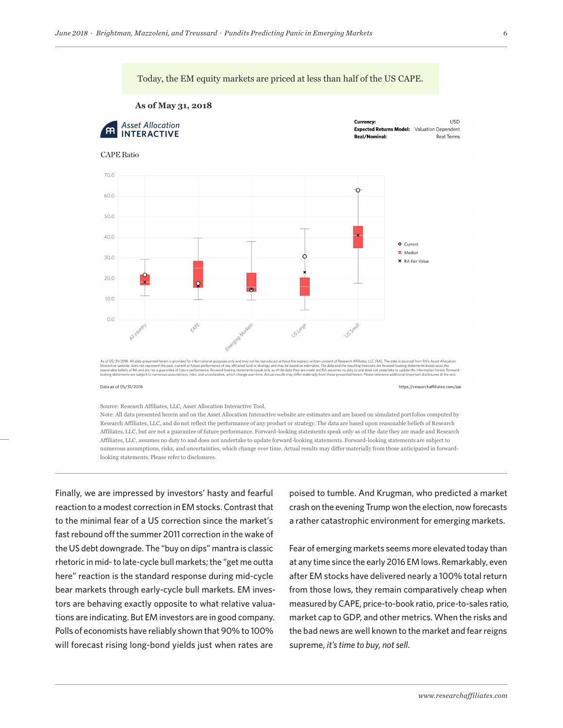Today, the EM equity markets are priced at less than half of the US CAPE.

**As of May 31, 2018**

Asset Allocation INTERACTIVE

Currency: USD
Expected Returns Model: Valuation Dependent
Real/Nominal: Real Terms

CAPE Ratio

As of 05/31/2018. All data presented herein is provided for informational purposes only and may not be reproduced without the express written consent of Research Affiliates, LLC (RA). The data is sourced from RA's Asset Allocation Interactive website, does not represent the past, current or future performance of any affiliated fund or strategy and may be based on estimates. The data and the resulting forecasts are forward-looking statements based upon the reasonable beliefs of RA and are not a guarantee of future performance. Forward-looking statements speak only as of the date they are made and RA assumes no duty to and does not undertake to update the information herein. Forward-looking statements are subject to numerous assumptions, risks, and uncertainties, which change over time. Actual results may differ materially from those presented herein. Please reference additional important disclosures at the end.

Data as of 05/31/2018 https://researchaffiliates.com/aai

Source: Research Affiliates, LLC, Asset Allocation Interactive Tool.
Note: All data presented herein and on the Asset Allocation Interactive website are estimates and are based on simulated portfolios computed by Research Affiliates, LLC, and do not reflect the performance of any product or strategy. The data are based upon reasonable beliefs of Research Affiliates, LLC, but are not a guarantee of future performance. Forward-looking statements speak only as of the date they are made and Research Affiliates, LLC, assumes no duty to and does not undertake to update forward-looking statements. Forward-looking statements are subject to numerous assumptions, risks, and uncertainties, which change over time. Actual results may differ materially from those anticipated in forward-looking statements. Please refer to disclosures.

Finally, we are impressed by investors' hasty and fearful reaction to a modest correction in EM stocks. Contrast that to the minimal fear of a US correction since the market's fast rebound off the summer 2011 correction in the wake of the US debt downgrade. The "buy on dips" mantra is classic rhetoric in mid- to late-cycle bull markets; the "get me outta here" reaction is the standard response during mid-cycle bear markets through early-cycle bull markets. EM investors are behaving exactly opposite to what relative valuations are indicating. But EM investors are in good company. Polls of economists have reliably shown that 90% to 100% will forecast rising long-bond yields just when rates are poised to tumble. And Krugman, who predicted a market crash on the evening Trump won the election, now forecasts a rather catastrophic environment for emerging markets.

Fear of emerging markets seems more elevated today than at any time since the early 2016 EM lows. Remarkably, even after EM stocks have delivered nearly a 100% total return from those lows, they remain comparatively cheap when measured by CAPE, price-to-book ratio, price-to-sales ratio, market cap to GDP, and other metrics. When the risks and the bad news are well known to the market and fear reigns supreme, *it's time to buy, not sell*.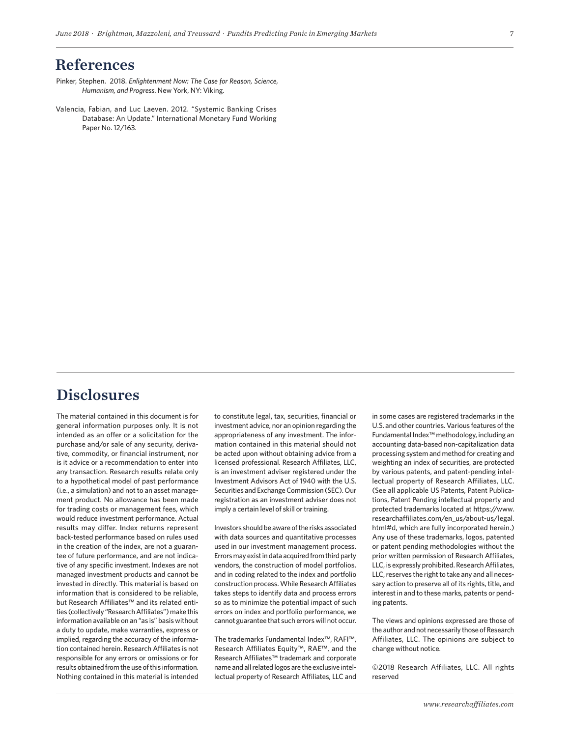## References

Pinker, Stephen. 2018. *Enlightenment Now: The Case for Reason, Science, Humanism, and Progress.* New York, NY: Viking.

Valencia, Fabian, and Luc Laeven. 2012. "Systemic Banking Crises Database: An Update." International Monetary Fund Working Paper No. 12/163.

## Disclosures

The material contained in this document is for general information purposes only. It is not intended as an offer or a solicitation for the purchase and/or sale of any security, derivative, commodity, or financial instrument, nor is it advice or a recommendation to enter into any transaction. Research results relate only to a hypothetical model of past performance (i.e., a simulation) and not to an asset management product. No allowance has been made for trading costs or management fees, which would reduce investment performance. Actual results may differ. Index returns represent back-tested performance based on rules used in the creation of the index, are not a guarantee of future performance, and are not indicative of any specific investment. Indexes are not managed investment products and cannot be invested in directly. This material is based on information that is considered to be reliable, but Research Affiliates™ and its related entities (collectively "Research Affiliates") make this information available on an "as is" basis without a duty to update, make warranties, express or implied, regarding the accuracy of the information contained herein. Research Affiliates is not responsible for any errors or omissions or for results obtained from the use of this information. Nothing contained in this material is intended to constitute legal, tax, securities, financial or investment advice, nor an opinion regarding the appropriateness of any investment. The information contained in this material should not be acted upon without obtaining advice from a licensed professional. Research Affiliates, LLC, is an investment adviser registered under the Investment Advisors Act of 1940 with the U.S. Securities and Exchange Commission (SEC). Our registration as an investment adviser does not imply a certain level of skill or training.

Investors should be aware of the risks associated with data sources and quantitative processes used in our investment management process. Errors may exist in data acquired from third party vendors, the construction of model portfolios, and in coding related to the index and portfolio construction process. While Research Affiliates takes steps to identify data and process errors so as to minimize the potential impact of such errors on index and portfolio performance, we cannot guarantee that such errors will not occur.

The trademarks Fundamental Index™, RAFI™, Research Affiliates Equity™, RAE™, and the Research Affiliates™ trademark and corporate name and all related logos are the exclusive intellectual property of Research Affiliates, LLC and in some cases are registered trademarks in the U.S. and other countries. Various features of the Fundamental Index™ methodology, including an accounting data-based non-capitalization data processing system and method for creating and weighting an index of securities, are protected by various patents, and patent-pending intellectual property of Research Affiliates, LLC. (See all applicable US Patents, Patent Publications, Patent Pending intellectual property and protected trademarks located at https://www.researchaffiliates.com/en_us/about-us/legal.html#d, which are fully incorporated herein.) Any use of these trademarks, logos, patented or patent pending methodologies without the prior written permission of Research Affiliates, LLC, is expressly prohibited. Research Affiliates, LLC, reserves the right to take any and all necessary action to preserve all of its rights, title, and interest in and to these marks, patents or pending patents.

The views and opinions expressed are those of the author and not necessarily those of Research Affiliates, LLC. The opinions are subject to change without notice.

©2018 Research Affiliates, LLC. All rights reserved